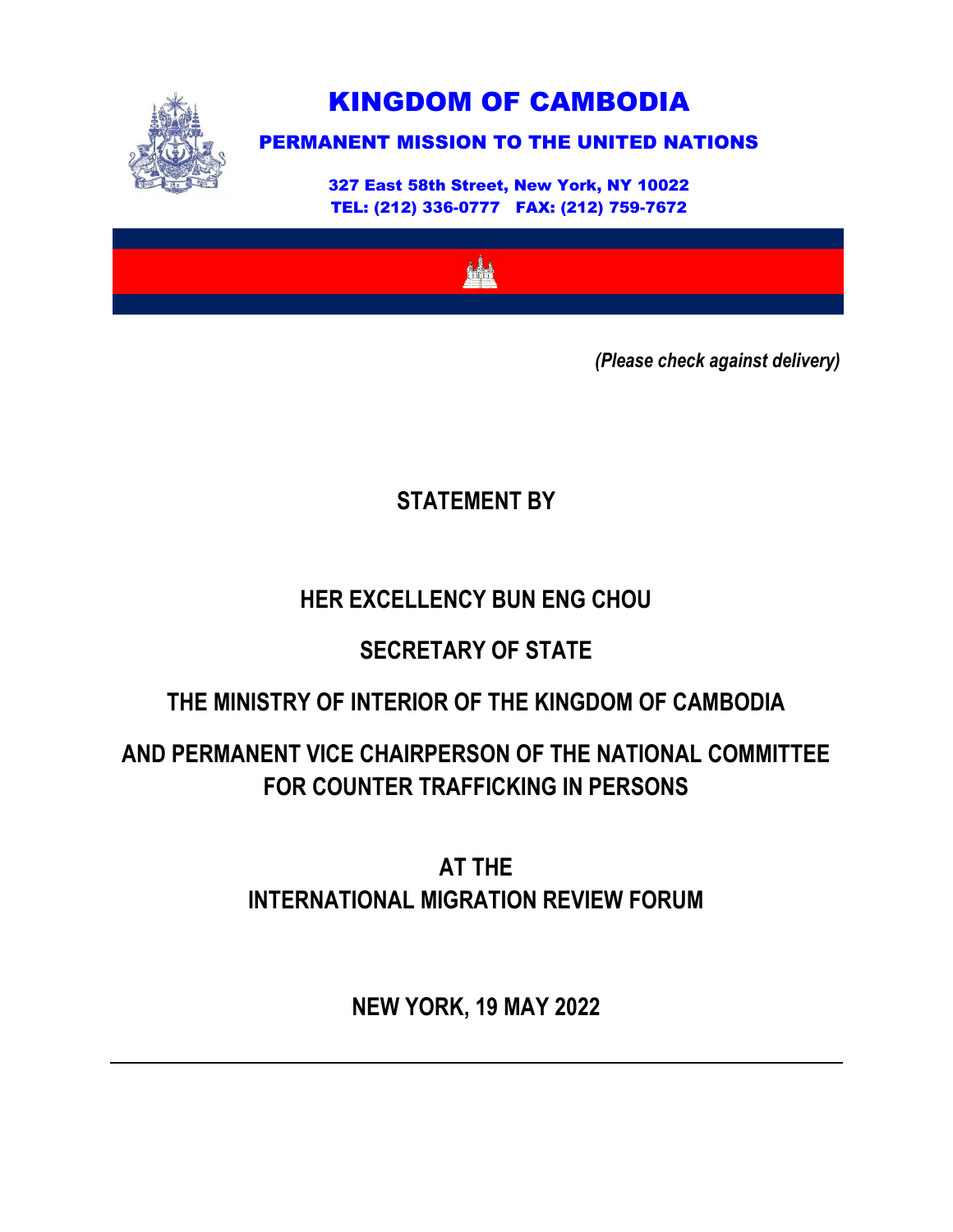# KINGDOM OF CAMBODIA

## PERMANENT MISSION TO THE UNITED NATIONS

327 East 58th Street, New York, NY 10022
TEL: (212) 336-0777 FAX: (212) 759-7672

*(Please check against delivery)*

**STATEMENT BY**

**HER EXCELLENCY BUN ENG CHOU**

**SECRETARY OF STATE**

**THE MINISTRY OF INTERIOR OF THE KINGDOM OF CAMBODIA**

**AND PERMANENT VICE CHAIRPERSON OF THE NATIONAL COMMITTEE FOR COUNTER TRAFFICKING IN PERSONS**

**AT THE**
**INTERNATIONAL MIGRATION REVIEW FORUM**

**NEW YORK, 19 MAY 2022**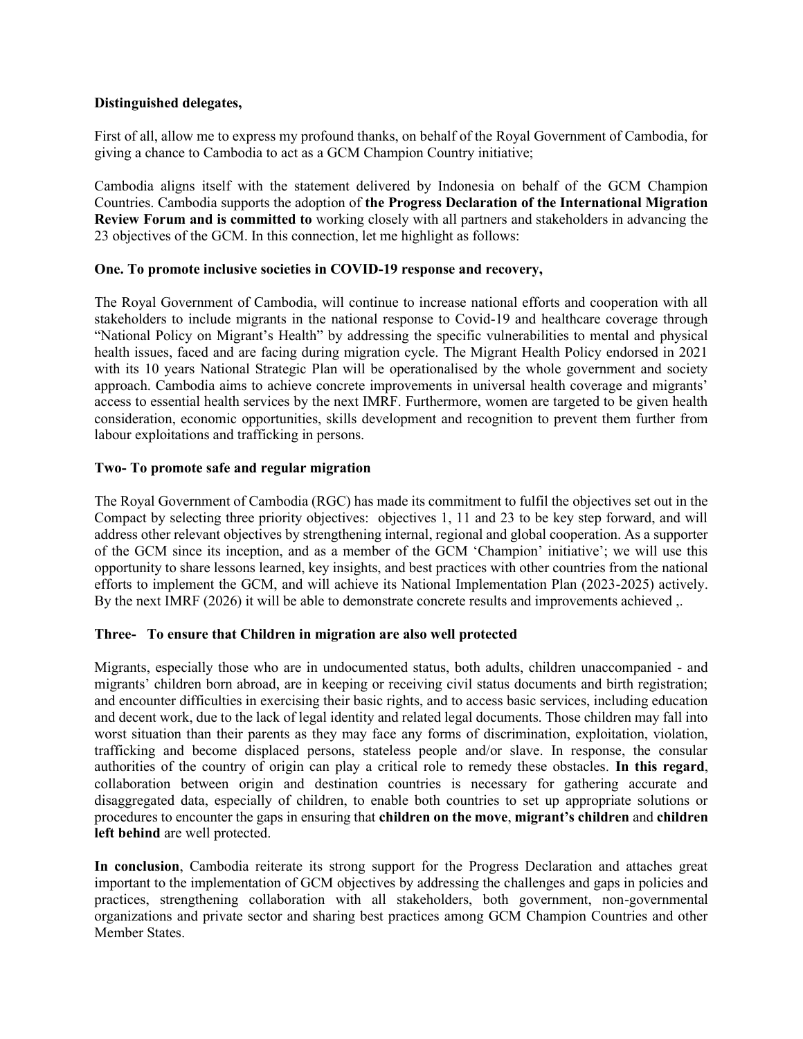**Distinguished delegates,**

First of all, allow me to express my profound thanks, on behalf of the Royal Government of Cambodia, for giving a chance to Cambodia to act as a GCM Champion Country initiative;

Cambodia aligns itself with the statement delivered by Indonesia on behalf of the GCM Champion Countries. Cambodia supports the adoption of **the Progress Declaration of the International Migration Review Forum and is committed to** working closely with all partners and stakeholders in advancing the 23 objectives of the GCM. In this connection, let me highlight as follows:

**One. To promote inclusive societies in COVID-19 response and recovery,**

The Royal Government of Cambodia, will continue to increase national efforts and cooperation with all stakeholders to include migrants in the national response to Covid-19 and healthcare coverage through "National Policy on Migrant's Health" by addressing the specific vulnerabilities to mental and physical health issues, faced and are facing during migration cycle. The Migrant Health Policy endorsed in 2021 with its 10 years National Strategic Plan will be operationalised by the whole government and society approach. Cambodia aims to achieve concrete improvements in universal health coverage and migrants' access to essential health services by the next IMRF. Furthermore, women are targeted to be given health consideration, economic opportunities, skills development and recognition to prevent them further from labour exploitations and trafficking in persons.

**Two- To promote safe and regular migration**

The Royal Government of Cambodia (RGC) has made its commitment to fulfil the objectives set out in the Compact by selecting three priority objectives: objectives 1, 11 and 23 to be key step forward, and will address other relevant objectives by strengthening internal, regional and global cooperation. As a supporter of the GCM since its inception, and as a member of the GCM 'Champion' initiative'; we will use this opportunity to share lessons learned, key insights, and best practices with other countries from the national efforts to implement the GCM, and will achieve its National Implementation Plan (2023-2025) actively. By the next IMRF (2026) it will be able to demonstrate concrete results and improvements achieved ,.

**Three- To ensure that Children in migration are also well protected**

Migrants, especially those who are in undocumented status, both adults, children unaccompanied - and migrants' children born abroad, are in keeping or receiving civil status documents and birth registration; and encounter difficulties in exercising their basic rights, and to access basic services, including education and decent work, due to the lack of legal identity and related legal documents. Those children may fall into worst situation than their parents as they may face any forms of discrimination, exploitation, violation, trafficking and become displaced persons, stateless people and/or slave. In response, the consular authorities of the country of origin can play a critical role to remedy these obstacles. **In this regard**, collaboration between origin and destination countries is necessary for gathering accurate and disaggregated data, especially of children, to enable both countries to set up appropriate solutions or procedures to encounter the gaps in ensuring that **children on the move**, **migrant's children** and **children left behind** are well protected.

**In conclusion**, Cambodia reiterate its strong support for the Progress Declaration and attaches great important to the implementation of GCM objectives by addressing the challenges and gaps in policies and practices, strengthening collaboration with all stakeholders, both government, non-governmental organizations and private sector and sharing best practices among GCM Champion Countries and other Member States.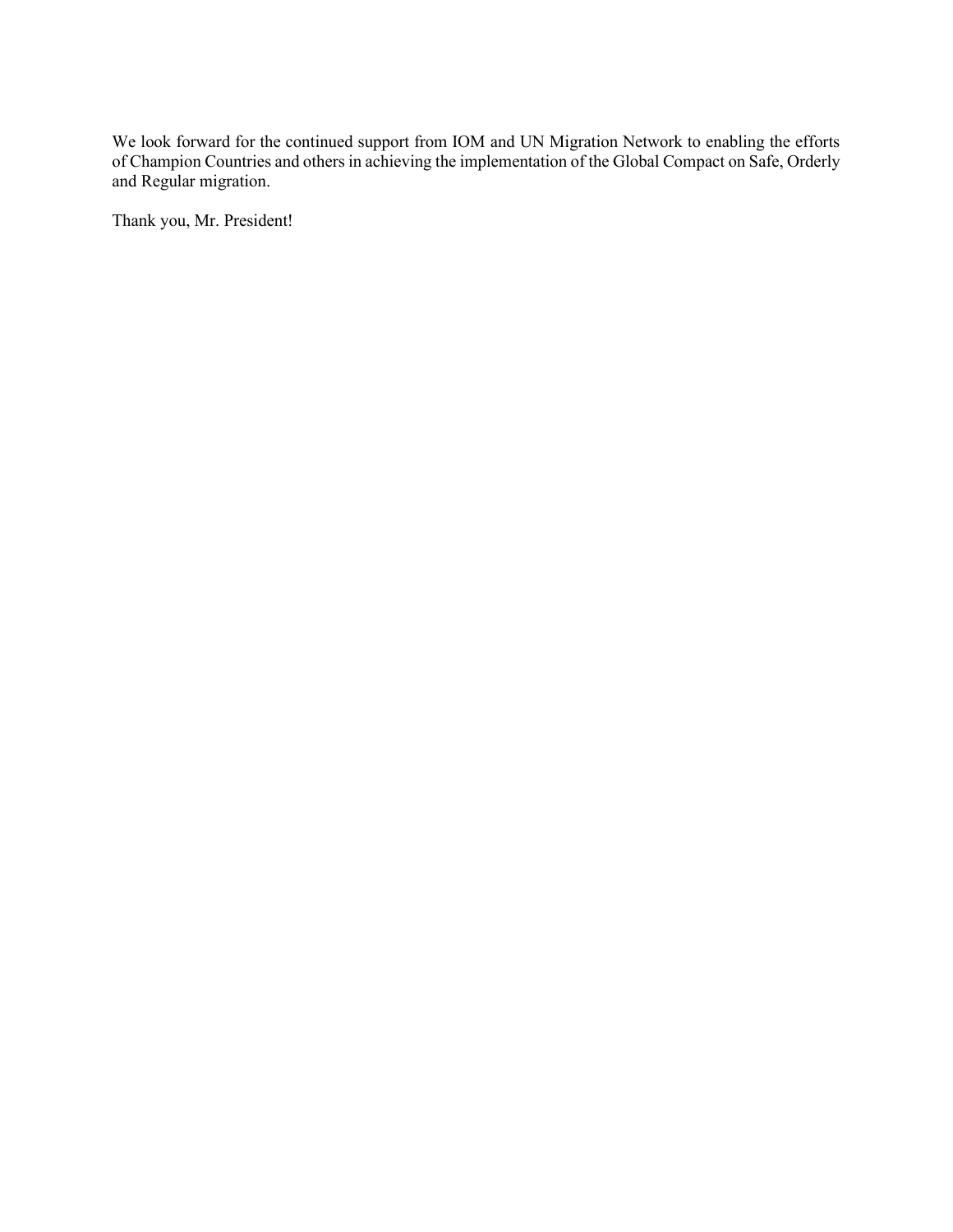We look forward for the continued support from IOM and UN Migration Network to enabling the efforts of Champion Countries and others in achieving the implementation of the Global Compact on Safe, Orderly and Regular migration.

Thank you, Mr. President!